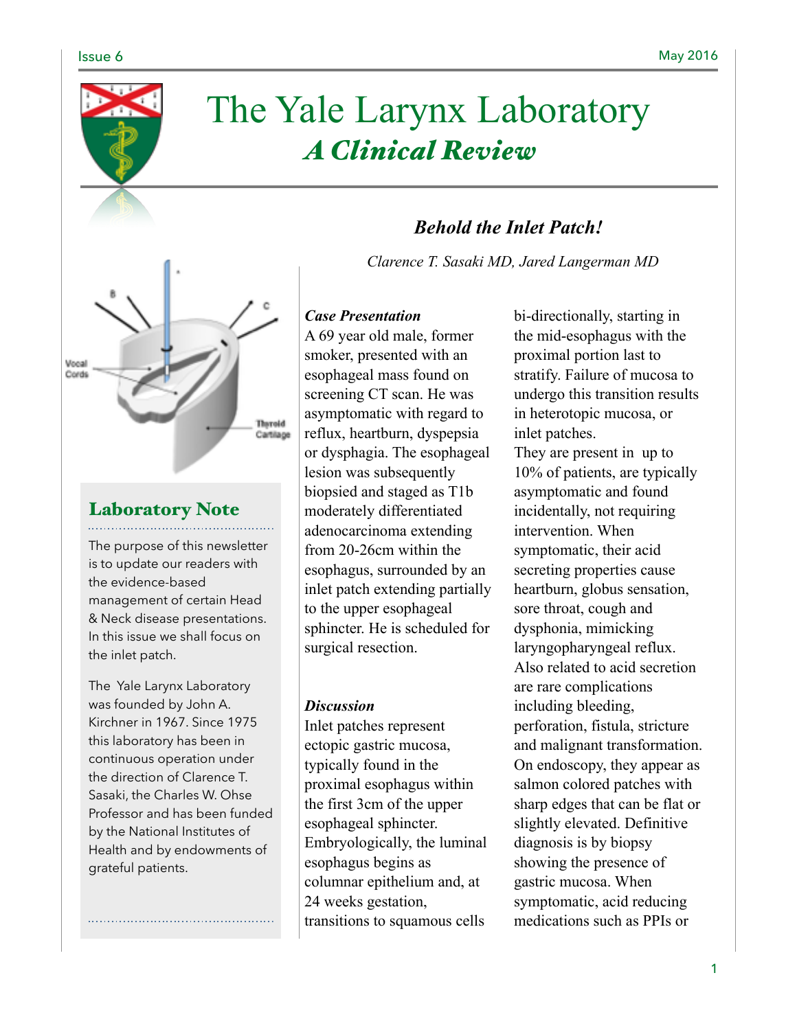# The Yale Larynx Laboratory

## *A Clinical Review*

## *Behold the Inlet Patch!*

*Clarence T. Sasaki MD, Jared Langerman MD*

Vocal Cords

Thyroid Cartilage

### Laboratory Note

The purpose of this newsletter is to update our readers with the evidence-based management of certain Head & Neck disease presentations. In this issue we shall focus on the inlet patch.

The Yale Larynx Laboratory was founded by John A. Kirchner in 1967. Since 1975 this laboratory has been in continuous operation under the direction of Clarence T. Sasaki, the Charles W. Ohse Professor and has been funded by the National Institutes of Health and by endowments of grateful patients.

### *Case Presentation*

A 69 year old male, former smoker, presented with an esophageal mass found on screening CT scan. He was asymptomatic with regard to reflux, heartburn, dyspepsia or dysphagia. The esophageal lesion was subsequently biopsied and staged as T1b moderately differentiated adenocarcinoma extending from 20-26cm within the esophagus, surrounded by an inlet patch extending partially to the upper esophageal sphincter. He is scheduled for surgical resection.

### *Discussion*

Inlet patches represent ectopic gastric mucosa, typically found in the proximal esophagus within the first 3cm of the upper esophageal sphincter. Embryologically, the luminal esophagus begins as columnar epithelium and, at 24 weeks gestation, transitions to squamous cells bi-directionally, starting in the mid-esophagus with the proximal portion last to stratify. Failure of mucosa to undergo this transition results in heterotopic mucosa, or inlet patches.

They are present in up to 10% of patients, are typically asymptomatic and found incidentally, not requiring intervention. When symptomatic, their acid secreting properties cause heartburn, globus sensation, sore throat, cough and dysphonia, mimicking laryngopharyngeal reflux. Also related to acid secretion are rare complications including bleeding, perforation, fistula, stricture and malignant transformation. On endoscopy, they appear as salmon colored patches with sharp edges that can be flat or slightly elevated. Definitive diagnosis is by biopsy showing the presence of gastric mucosa. When symptomatic, acid reducing medications such as PPIs or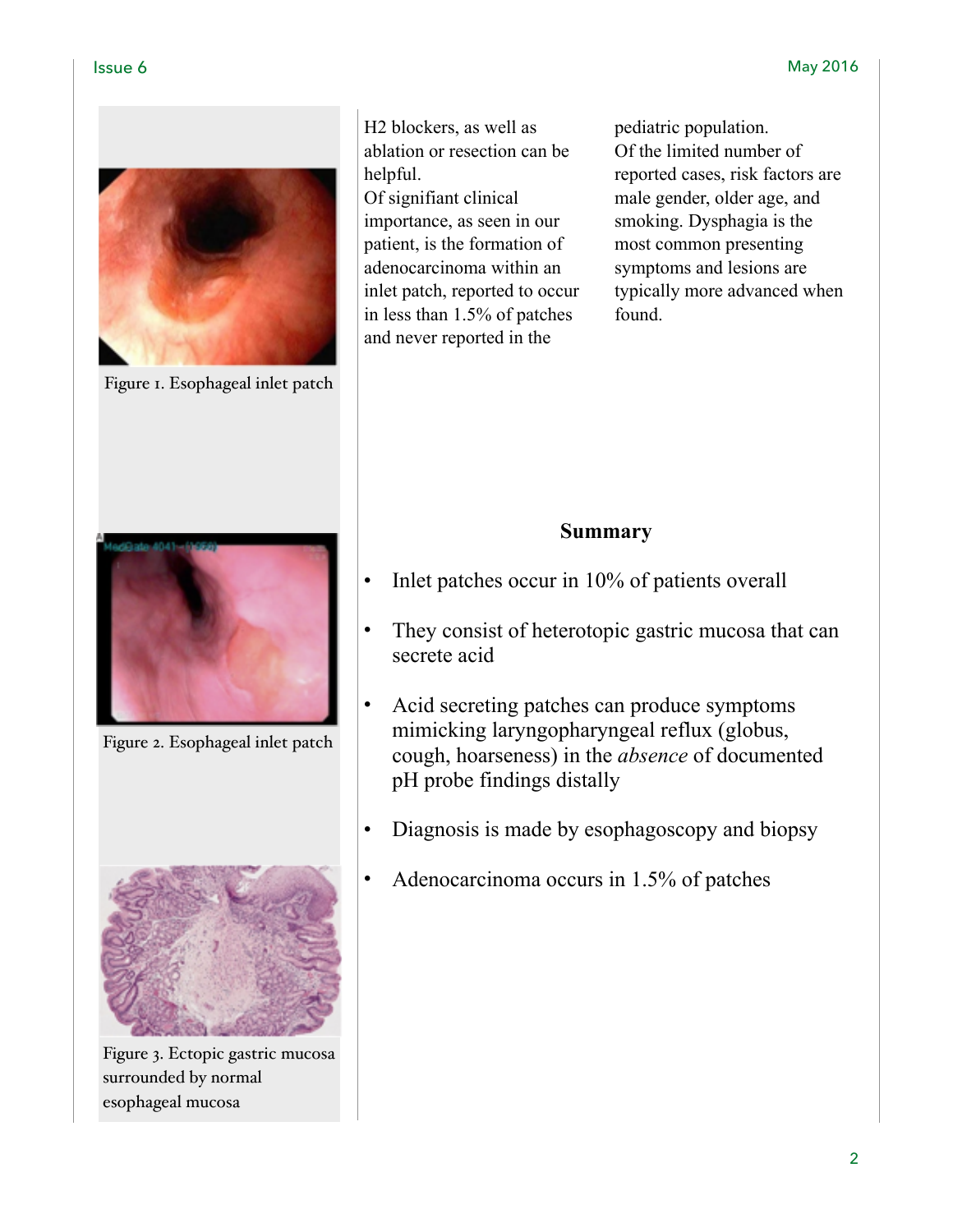Figure 1. Esophageal inlet patch

Figure 2. Esophageal inlet patch

Figure 3. Ectopic gastric mucosa surrounded by normal esophageal mucosa

H2 blockers, as well as ablation or resection can be helpful.

Of signifiant clinical importance, as seen in our patient, is the formation of adenocarcinoma within an inlet patch, reported to occur in less than 1.5% of patches and never reported in the pediatric population.

Of the limited number of reported cases, risk factors are male gender, older age, and smoking. Dysphagia is the most common presenting symptoms and lesions are typically more advanced when found.

## Summary

- Inlet patches occur in 10% of patients overall
- They consist of heterotopic gastric mucosa that can secrete acid
- Acid secreting patches can produce symptoms mimicking laryngopharyngeal reflux (globus, cough, hoarseness) in the *absence* of documented pH probe findings distally
- Diagnosis is made by esophagoscopy and biopsy
- Adenocarcinoma occurs in 1.5% of patches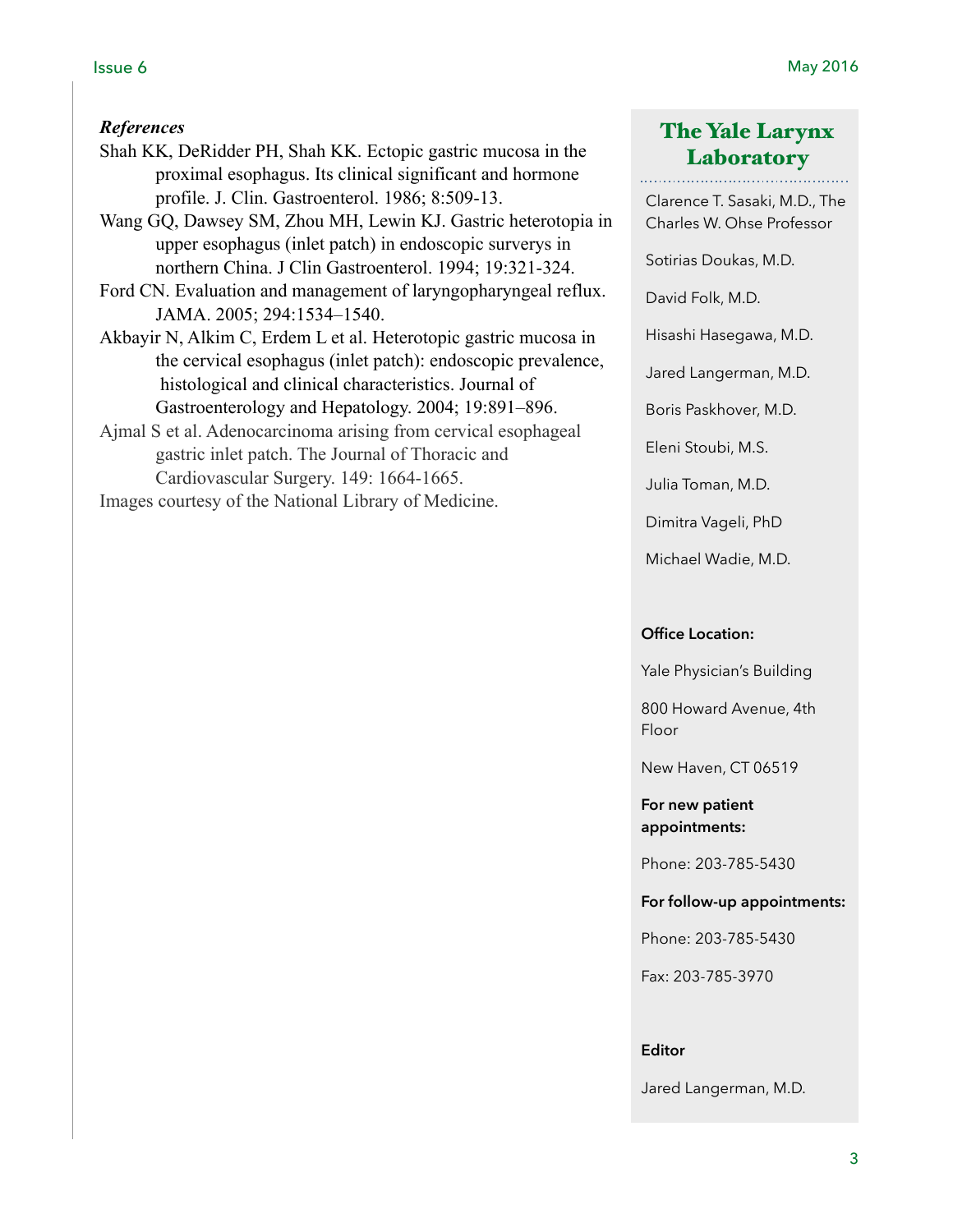***References***

Shah KK, DeRidder PH, Shah KK. Ectopic gastric mucosa in the proximal esophagus. Its clinical significant and hormone profile. J. Clin. Gastroenterol. 1986; 8:509-13.

Wang GQ, Dawsey SM, Zhou MH, Lewin KJ. Gastric heterotopia in upper esophagus (inlet patch) in endoscopic surverys in northern China. J Clin Gastroenterol. 1994; 19:321-324.

Ford CN. Evaluation and management of laryngopharyngeal reflux. JAMA. 2005; 294:1534–1540.

Akbayir N, Alkim C, Erdem L et al. Heterotopic gastric mucosa in the cervical esophagus (inlet patch): endoscopic prevalence, histological and clinical characteristics. Journal of Gastroenterology and Hepatology. 2004; 19:891–896.

Ajmal S et al. Adenocarcinoma arising from cervical esophageal gastric inlet patch. The Journal of Thoracic and Cardiovascular Surgery. 149: 1664-1665.

Images courtesy of the National Library of Medicine.

## The Yale Larynx Laboratory

Clarence T. Sasaki, M.D., The Charles W. Ohse Professor

Sotirias Doukas, M.D.

David Folk, M.D.

Hisashi Hasegawa, M.D.

Jared Langerman, M.D.

Boris Paskhover, M.D.

Eleni Stoubi, M.S.

Julia Toman, M.D.

Dimitra Vageli, PhD

Michael Wadie, M.D.

**Office Location:**

Yale Physician's Building

800 Howard Avenue, 4th Floor

New Haven, CT 06519

**For new patient appointments:**

Phone: 203-785-5430

**For follow-up appointments:**

Phone: 203-785-5430

Fax: 203-785-3970

**Editor**

Jared Langerman, M.D.